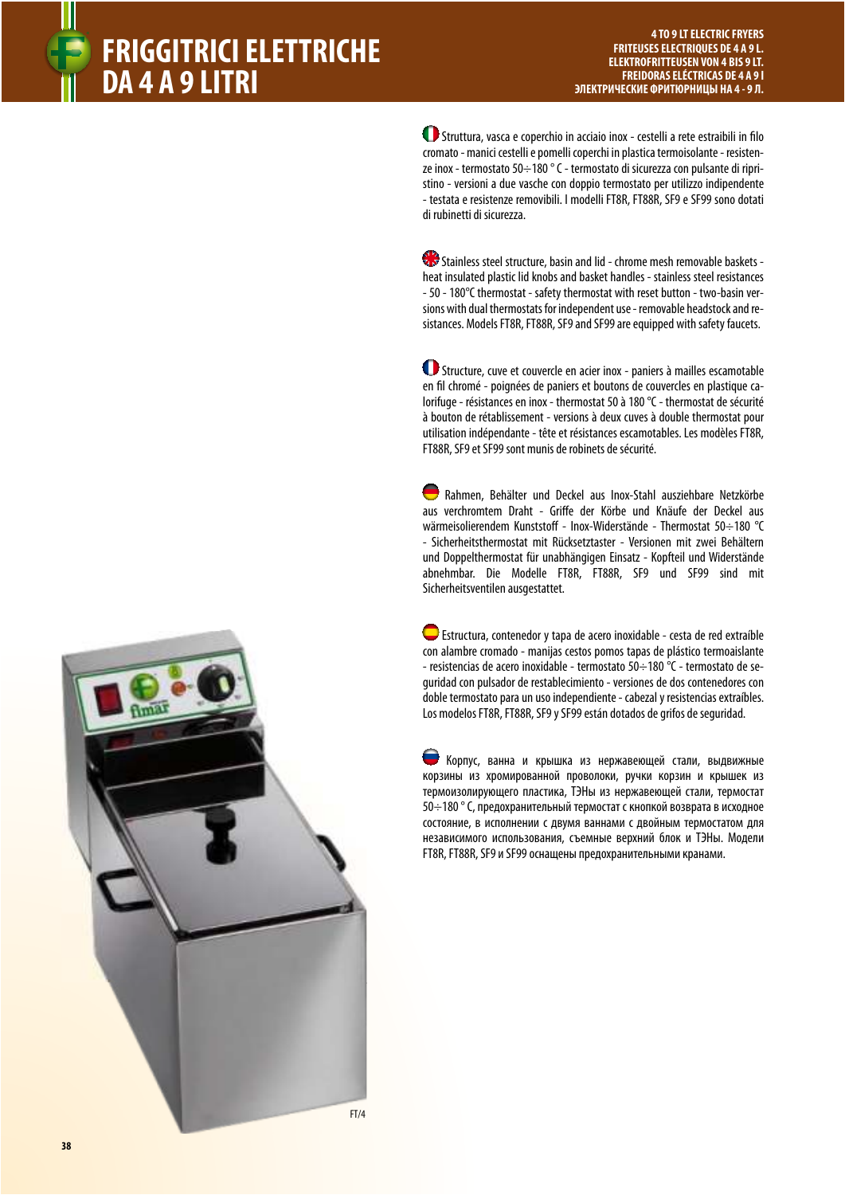# FRIGGITRICI ELETTRICHE DA 4 A 9 LITRI

**4 TO 9 LT ELECTRIC FRYERS**
**FRITEUSES ELECTRIQUES DE 4 A 9 L.**
**ELEKTROFRITTEUSEN VON 4 BIS 9 LT.**
**FREIDORAS ELÉCTRICAS DE 4 A 9 l**
**ЭЛЕКТРИЧЕСКИЕ ФРИТЮРНИЦЫ НА 4 - 9 Л.**

Struttura, vasca e coperchio in acciaio inox - cestelli a rete estraibili in filo cromato - manici cestelli e pomelli coperchi in plastica termoisolante - resistenze inox - termostato 50÷180 ° C - termostato di sicurezza con pulsante di ripristino - versioni a due vasche con doppio termostato per utilizzo indipendente - testata e resistenze removibili. I modelli FT8R, FT88R, SF9 e SF99 sono dotati di rubinetti di sicurezza.

Stainless steel structure, basin and lid - chrome mesh removable baskets - heat insulated plastic lid knobs and basket handles - stainless steel resistances - 50 - 180°C thermostat - safety thermostat with reset button - two-basin versions with dual thermostats for independent use - removable headstock and resistances. Models FT8R, FT88R, SF9 and SF99 are equipped with safety faucets.

Structure, cuve et couvercle en acier inox - paniers à mailles escamotable en fil chromé - poignées de paniers et boutons de couvercles en plastique calorifuge - résistances en inox - thermostat 50 à 180 °C - thermostat de sécurité à bouton de rétablissement - versions à deux cuves à double thermostat pour utilisation indépendante - tête et résistances escamotables. Les modèles FT8R, FT88R, SF9 et SF99 sont munis de robinets de sécurité.

Rahmen, Behälter und Deckel aus Inox-Stahl ausziehbare Netzkörbe aus verchromtem Draht - Griffe der Körbe und Knäufe der Deckel aus wärmeisolierendem Kunststoff - Inox-Widerstände - Thermostat 50÷180 °C - Sicherheitsthermostat mit Rücksetztaster - Versionen mit zwei Behältern und Doppelthermostat für unabhängigen Einsatz - Kopfteil und Widerstände abnehmbar. Die Modelle FT8R, FT88R, SF9 und SF99 sind mit Sicherheitsventilen ausgestattet.

Estructura, contenedor y tapa de acero inoxidable - cesta de red extraíble con alambre cromado - manijas cestos pomos tapas de plástico termoaislante - resistencias de acero inoxidable - termostato 50÷180 °C - termostato de seguridad con pulsador de restablecimiento - versiones de dos contenedores con doble termostato para un uso independiente - cabezal y resistencias extraíbles. Los modelos FT8R, FT88R, SF9 y SF99 están dotados de grifos de seguridad.

Корпус, ванна и крышка из нержавеющей стали, выдвижные корзины из хромированной проволоки, ручки корзин и крышек из термоизолирующего пластика, ТЭНы из нержавеющей стали, термостат 50÷180 ° C, предохранительный термостат с кнопкой возврата в исходное состояние, в исполнении с двумя ваннами с двойным термостатом для независимого использования, съемные верхний блок и ТЭНы. Модели FT8R, FT88R, SF9 и SF99 оснащены предохранительными кранами.

FT/4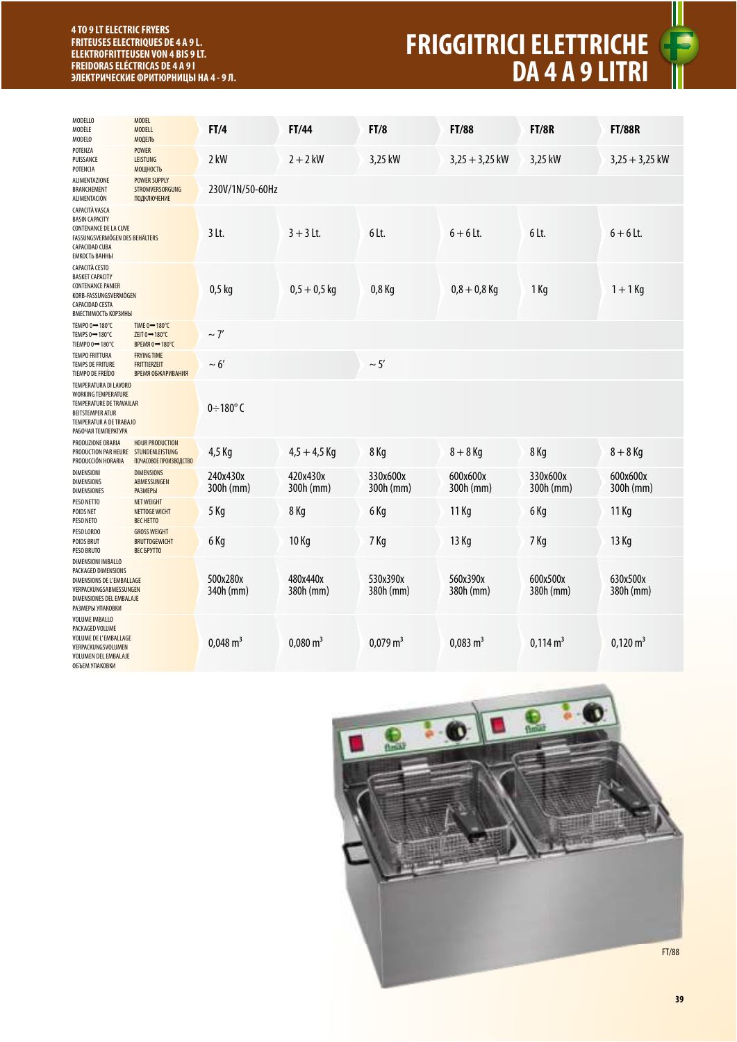**4 TO 9 LT ELECTRIC FRYERS**
**FRITEUSES ELECTRIQUES DE 4 A 9 L.**
**ELEKTROFRITTEUSEN VON 4 BIS 9 LT.**
**FREIDORAS ELÉCTRICAS DE 4 A 9 l**
**ЭЛЕКТРИЧЕСКИЕ ФРИТЮРНИЦЫ НА 4 - 9 Л.**

# FRIGGITRICI ELETTRICHE DA 4 A 9 LITRI

| MODELLO / MODÈLE / MODELO / MODEL / MODELL / МОДЕЛЬ | FT/4 | FT/44 | FT/8 | FT/88 | FT/8R | FT/88R |
|---|---|---|---|---|---|---|
| POTENZA / PUISSANCE / POTENCIA / POWER / LEISTUNG / МОЩНОСТЬ | 2 kW | 2 + 2 kW | 3,25 kW | 3,25 + 3,25 kW | 3,25 kW | 3,25 + 3,25 kW |
| ALIMENTAZIONE / BRANCHEMENT / ALIMENTACIÓN / POWER SUPPLY / STROMVERSORGUNG / ПОДКЛЮЧЕНИЕ | 230V/1N/50-60Hz | | | | | |
| CAPACITÀ VASCA / BASIN CAPACITY / CONTENANCE DE LA CUVE / FASSUNGSVERMÖGEN DES BEHÄLTERS / CAPACIDAD CUBA / ЕМКОСТЬ ВАННЫ | 3 Lt. | 3 + 3 Lt. | 6 Lt. | 6 + 6 Lt. | 6 Lt. | 6 + 6 Lt. |
| CAPACITÀ CESTO / BASKET CAPACITY / CONTENANCE PANIER / KORB-FASSUNGSVERMÖGEN / CAPACIDAD CESTA / ВМЕСТИМОСТЬ КОРЗИНЫ | 0,5 kg | 0,5 + 0,5 kg | 0,8 Kg | 0,8 + 0,8 Kg | 1 Kg | 1 + 1 Kg |
| TEMPO 0➞180°C / TEMPS 0➞180°C / TIEMPO 0➞180°C / TIME 0➞180°C / ZEIT 0➞180°C / ВРЕМЯ 0➞180°C | ~ 7′ | | | | | |
| TEMPO FRITTURA / TEMPS DE FRITURE / TIEMPO DE FREÍDO / FRYING TIME / FRITTIERZEIT / ВРЕМЯ ОБЖАРИВАНИЯ | ~ 6′ | | ~ 5′ | | | |
| TEMPERATURA DI LAVORO / WORKING TEMPERATURE / TEMPERATURE DE TRAVAILAR / BEITSTEMPER ATUR / TEMPERATUR A DE TRABAJO / РАБОЧАЯ ТЕМПЕРАТУРА | 0÷180° C | | | | | |
| PRODUZIONE ORARIA / PRODUCTION PAR HEURE / PRODUCCIÓN HORARIA / HOUR PRODUCTION / STUNDENLEISTUNG / ПОЧАСОВОЕ ПРОИЗВОДСТВО | 4,5 Kg | 4,5 + 4,5 Kg | 8 Kg | 8 + 8 Kg | 8 Kg | 8 + 8 Kg |
| DIMENSIONI / DIMENSIONS / DIMENSIONES / DIMENSIONS / ABMESSUNGEN / РАЗМЕРЫ | 240x430x 300h (mm) | 420x430x 300h (mm) | 330x600x 300h (mm) | 600x600x 300h (mm) | 330x600x 300h (mm) | 600x600x 300h (mm) |
| PESO NETTO / POIDS NET / PESO NETO / NET WEIGHT / NETTOGE WICHT / ВЕС НЕТТО | 5 Kg | 8 Kg | 6 Kg | 11 Kg | 6 Kg | 11 Kg |
| PESO LORDO / POIDS BRUT / PESO BRUTO / GROSS WEIGHT / BRUTTOGEWICHT / ВЕС БРУТТО | 6 Kg | 10 Kg | 7 Kg | 13 Kg | 7 Kg | 13 Kg |
| DIMENSIONI IMBALLO / PACKAGED DIMENSIONS / DIMENSIONS DE L'EMBALLAGE / VERPACKUNGSABMESSUNGEN / DIMENSIONES DE EMBALAJE / РАЗМЕРЫ УПАКОВКИ | 500x280x 340h (mm) | 480x440x 380h (mm) | 530x390x 380h (mm) | 560x390x 380h (mm) | 600x500x 380h (mm) | 630x500x 380h (mm) |
| VOLUME IMBALLO / PACKAGED VOLUME / VOLUME DE L'EMBALLAGE / VERPACKUNGSVOLUMEN / VOLUMEN DEL EMBALAJE / ОБЪЕМ УПАКОВКИ | 0,048 $m^3$ | 0,080 $m^3$ | 0,079 $m^3$ | 0,083 $m^3$ | 0,114 $m^3$ | 0,120 $m^3$ |

FT/88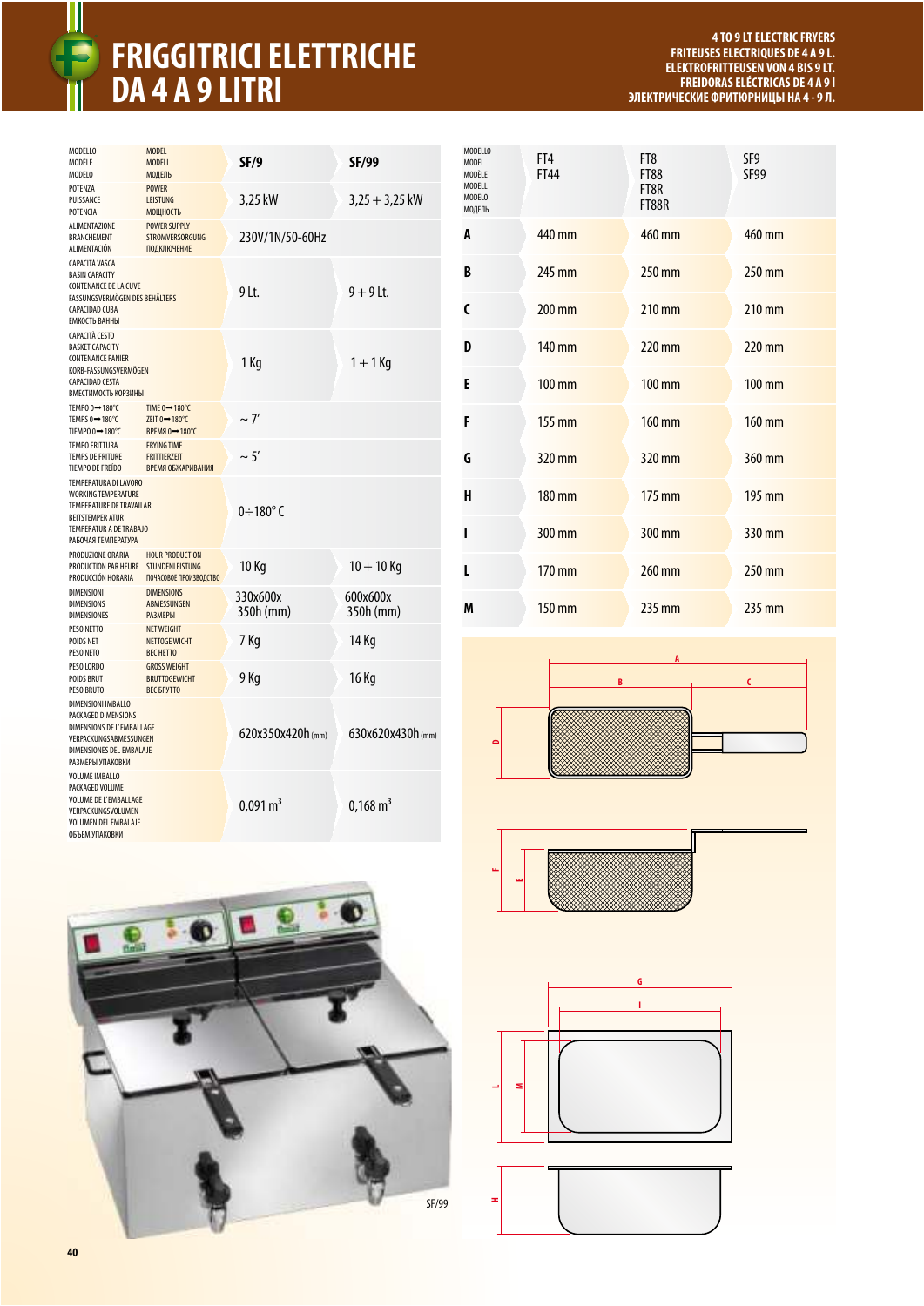# FRIGGITRICI ELETTRICHE DA 4 A 9 LITRI

**4 TO 9 LT ELECTRIC FRYERS**
**FRITEUSES ELECTRIQUES DE 4 A 9 L.**
**ELEKTROFRITTEUSEN VON 4 BIS 9 LT.**
**FREIDORAS ELÉCTRICAS DE 4 A 9 l**
**ЭЛЕКТРИЧЕСКИЕ ФРИТЮРНИЦЫ НА 4 - 9 Л.**

| MODELLO / MODÈLE / MODELO / MODEL / MODELL / МОДЕЛЬ | SF/9 | SF/99 |
|---|---|---|
| POTENZA / PUISSANCE / POTENCIA / POWER / LEISTUNG / МОЩНОСТЬ | 3,25 kW | 3,25 + 3,25 kW |
| ALIMENTAZIONE / BRANCHEMENT / ALIMENTACIÓN / POWER SUPPLY / STROMVERSORGUNG / ПОДКЛЮЧЕНИЕ | 230V/1N/50-60Hz | |
| CAPACITÀ VASCA / BASIN CAPACITY / CONTENANCE DE LA CUVE / FASSUNGSVERMÖGEN DES BEHÄLTERS / CAPACIDAD CUBA / ЕМКОСТЬ ВАННЫ | 9 Lt. | 9 + 9 Lt. |
| CAPACITÀ CESTO / BASKET CAPACITY / CONTENANCE PANIER / KORB-FASSUNGSVERMÖGEN / CAPACIDAD CESTA / ВМЕСТИМОСТЬ КОРЗИНЫ | 1 Kg | 1 + 1 Kg |
| TEMPO 0→180°C / TEMPS 0→180°C / TIEMPO 0→180°C / TIME 0→180°C / ZEIT 0→180°C / ВРЕМЯ 0→180°C | ~ 7' | |
| TEMPO FRITTURA / TEMPS DE FRITURE / TIEMPO DE FREÍDO / FRYING TIME / FRITTIERZEIT / ВРЕМЯ ОБЖАРИВАНИЯ | ~ 5' | |
| TEMPERATURA DI LAVORO / WORKING TEMPERATURE / TEMPERATURE DE TRAVAILAR / BEITSTEMPER ATUR / TEMPERATURA DE TRABAJO / РАБОЧАЯ ТЕМПЕРАТУРА | 0÷180° C | |
| PRODUZIONE ORARIA / PRODUCTION PAR HEURE / PRODUCCIÓN HORARIA / HOUR PRODUCTION / STUNDENLEISTUNG / ПОЧАСОВОЕ ПРОИЗВОДСТВО | 10 Kg | 10 + 10 Kg |
| DIMENSIONI / DIMENSIONS / DIMENSIONES / DIMENSIONS / ABMESSUNGEN / РАЗМЕРЫ | 330x600x 350h (mm) | 600x600x 350h (mm) |
| PESO NETTO / POIDS NET / PESO NETO / NET WEIGHT / NETTOGE WICHT / ВЕС НЕТТО | 7 Kg | 14 Kg |
| PESO LORDO / POIDS BRUT / PESO BRUTO / GROSS WEIGHT / BRUTTOGEWICHT / ВЕС БРУТТО | 9 Kg | 16 Kg |
| DIMENSIONI IMBALLO / PACKAGED DIMENSIONS / DIMENSIONS DE L'EMBALLAGE / VERPACKUNGSABMESSUNGEN / DIMENSIONES DEL EMBALAJE / РАЗМЕРЫ УПАКОВКИ | 620x350x420h (mm) | 630x620x430h (mm) |
| VOLUME IMBALLO / PACKAGED VOLUME / VOLUME DE L'EMBALLAGE / VERPACKUNGSVOLUMEN / VOLUMEN DEL EMBALAJE / ОБЪЕМ УПАКОВКИ | 0,091 m³ | 0,168 m³ |

SF/99

| MODELLO / MODEL / MODÈLE / MODELL / MODELO / МОДЕЛЬ | FT4 FT44 | FT8 FT88 FT8R FT88R | SF9 SF99 |
|---|---|---|---|
| A | 440 mm | 460 mm | 460 mm |
| B | 245 mm | 250 mm | 250 mm |
| C | 200 mm | 210 mm | 210 mm |
| D | 140 mm | 220 mm | 220 mm |
| E | 100 mm | 100 mm | 100 mm |
| F | 155 mm | 160 mm | 160 mm |
| G | 320 mm | 320 mm | 360 mm |
| H | 180 mm | 175 mm | 195 mm |
| I | 300 mm | 300 mm | 330 mm |
| L | 170 mm | 260 mm | 250 mm |
| M | 150 mm | 235 mm | 235 mm |

A
B
C
D
F
E
G
I
L
M
H